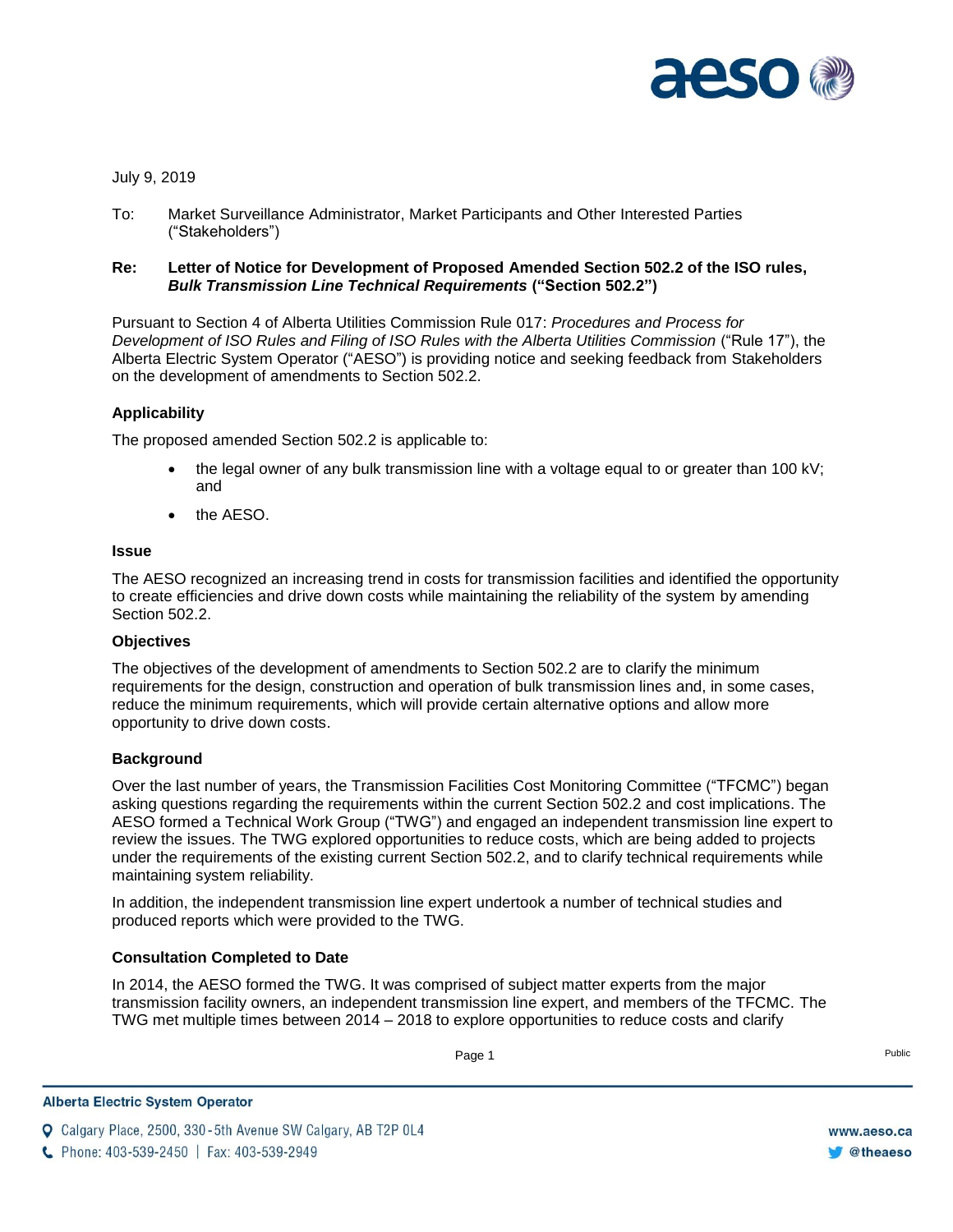July 9, 2019

To: Market Surveillance Administrator, Market Participants and Other Interested Parties ("Stakeholders")

**Re: Letter of Notice for Development of Proposed Amended Section 502.2 of the ISO rules, *Bulk Transmission Line Technical Requirements* ("Section 502.2")**

Pursuant to Section 4 of Alberta Utilities Commission Rule 017: *Procedures and Process for Development of ISO Rules and Filing of ISO Rules with the Alberta Utilities Commission* ("Rule 17"), the Alberta Electric System Operator ("AESO") is providing notice and seeking feedback from Stakeholders on the development of amendments to Section 502.2.

### Applicability

The proposed amended Section 502.2 is applicable to:

- the legal owner of any bulk transmission line with a voltage equal to or greater than 100 kV; and
- the AESO.

### Issue

The AESO recognized an increasing trend in costs for transmission facilities and identified the opportunity to create efficiencies and drive down costs while maintaining the reliability of the system by amending Section 502.2.

### Objectives

The objectives of the development of amendments to Section 502.2 are to clarify the minimum requirements for the design, construction and operation of bulk transmission lines and, in some cases, reduce the minimum requirements, which will provide certain alternative options and allow more opportunity to drive down costs.

### Background

Over the last number of years, the Transmission Facilities Cost Monitoring Committee ("TFCMC") began asking questions regarding the requirements within the current Section 502.2 and cost implications. The AESO formed a Technical Work Group ("TWG") and engaged an independent transmission line expert to review the issues. The TWG explored opportunities to reduce costs, which are being added to projects under the requirements of the existing current Section 502.2, and to clarify technical requirements while maintaining system reliability.

In addition, the independent transmission line expert undertook a number of technical studies and produced reports which were provided to the TWG.

### Consultation Completed to Date

In 2014, the AESO formed the TWG. It was comprised of subject matter experts from the major transmission facility owners, an independent transmission line expert, and members of the TFCMC. The TWG met multiple times between 2014 – 2018 to explore opportunities to reduce costs and clarify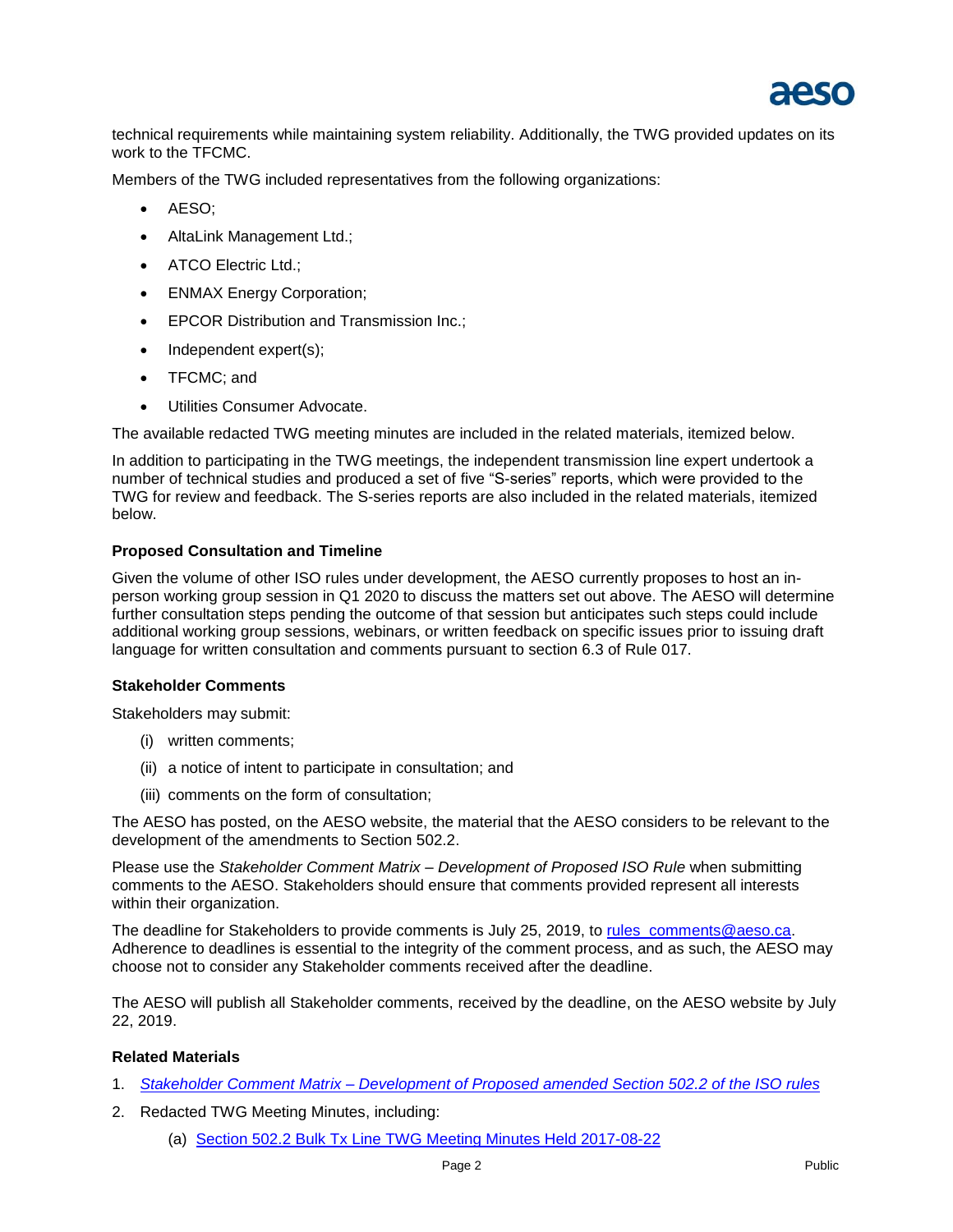technical requirements while maintaining system reliability. Additionally, the TWG provided updates on its work to the TFCMC.

Members of the TWG included representatives from the following organizations:

- AESO;
- AltaLink Management Ltd.;
- ATCO Electric Ltd.;
- ENMAX Energy Corporation;
- EPCOR Distribution and Transmission Inc.;
- Independent expert(s);
- TFCMC; and
- Utilities Consumer Advocate.

The available redacted TWG meeting minutes are included in the related materials, itemized below.

In addition to participating in the TWG meetings, the independent transmission line expert undertook a number of technical studies and produced a set of five "S-series" reports, which were provided to the TWG for review and feedback. The S-series reports are also included in the related materials, itemized below.

**Proposed Consultation and Timeline**

Given the volume of other ISO rules under development, the AESO currently proposes to host an in-person working group session in Q1 2020 to discuss the matters set out above. The AESO will determine further consultation steps pending the outcome of that session but anticipates such steps could include additional working group sessions, webinars, or written feedback on specific issues prior to issuing draft language for written consultation and comments pursuant to section 6.3 of Rule 017.

**Stakeholder Comments**

Stakeholders may submit:

(i) written comments;

(ii) a notice of intent to participate in consultation; and

(iii) comments on the form of consultation;

The AESO has posted, on the AESO website, the material that the AESO considers to be relevant to the development of the amendments to Section 502.2.

Please use the *Stakeholder Comment Matrix – Development of Proposed ISO Rule* when submitting comments to the AESO. Stakeholders should ensure that comments provided represent all interests within their organization.

The deadline for Stakeholders to provide comments is July 25, 2019, to rules_comments@aeso.ca. Adherence to deadlines is essential to the integrity of the comment process, and as such, the AESO may choose not to consider any Stakeholder comments received after the deadline.

The AESO will publish all Stakeholder comments, received by the deadline, on the AESO website by July 22, 2019.

**Related Materials**

1. *Stakeholder Comment Matrix – Development of Proposed amended Section 502.2 of the ISO rules*
2. Redacted TWG Meeting Minutes, including:

    (a) Section 502.2 Bulk Tx Line TWG Meeting Minutes Held 2017-08-22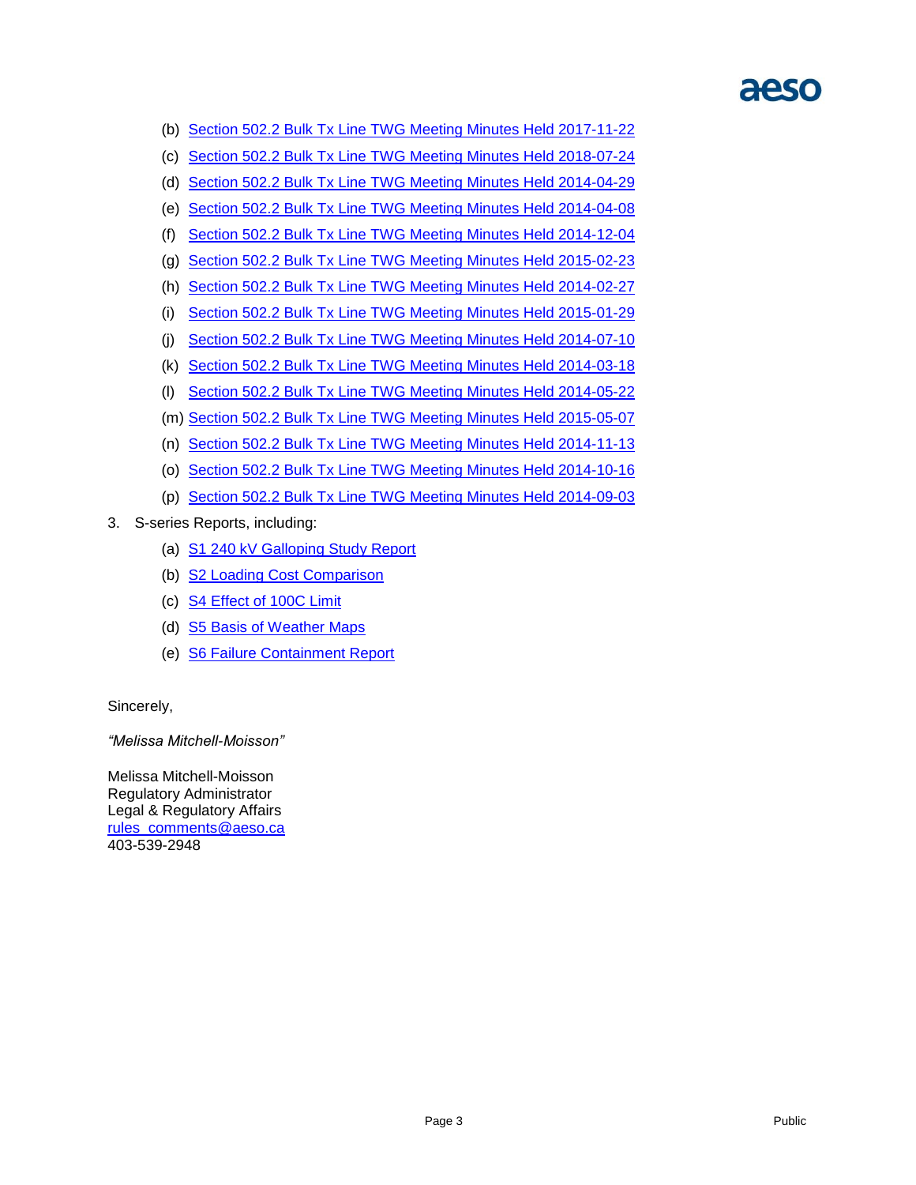(b) Section 502.2 Bulk Tx Line TWG Meeting Minutes Held 2017-11-22

(c) Section 502.2 Bulk Tx Line TWG Meeting Minutes Held 2018-07-24

(d) Section 502.2 Bulk Tx Line TWG Meeting Minutes Held 2014-04-29

(e) Section 502.2 Bulk Tx Line TWG Meeting Minutes Held 2014-04-08

(f) Section 502.2 Bulk Tx Line TWG Meeting Minutes Held 2014-12-04

(g) Section 502.2 Bulk Tx Line TWG Meeting Minutes Held 2015-02-23

(h) Section 502.2 Bulk Tx Line TWG Meeting Minutes Held 2014-02-27

(i) Section 502.2 Bulk Tx Line TWG Meeting Minutes Held 2015-01-29

(j) Section 502.2 Bulk Tx Line TWG Meeting Minutes Held 2014-07-10

(k) Section 502.2 Bulk Tx Line TWG Meeting Minutes Held 2014-03-18

(l) Section 502.2 Bulk Tx Line TWG Meeting Minutes Held 2014-05-22

(m) Section 502.2 Bulk Tx Line TWG Meeting Minutes Held 2015-05-07

(n) Section 502.2 Bulk Tx Line TWG Meeting Minutes Held 2014-11-13

(o) Section 502.2 Bulk Tx Line TWG Meeting Minutes Held 2014-10-16

(p) Section 502.2 Bulk Tx Line TWG Meeting Minutes Held 2014-09-03

3. S-series Reports, including:

   (a) S1 240 kV Galloping Study Report

   (b) S2 Loading Cost Comparison

   (c) S4 Effect of 100C Limit

   (d) S5 Basis of Weather Maps

   (e) S6 Failure Containment Report

Sincerely,

*"Melissa Mitchell-Moisson"*

Melissa Mitchell-Moisson
Regulatory Administrator
Legal & Regulatory Affairs
rules_comments@aeso.ca
403-539-2948